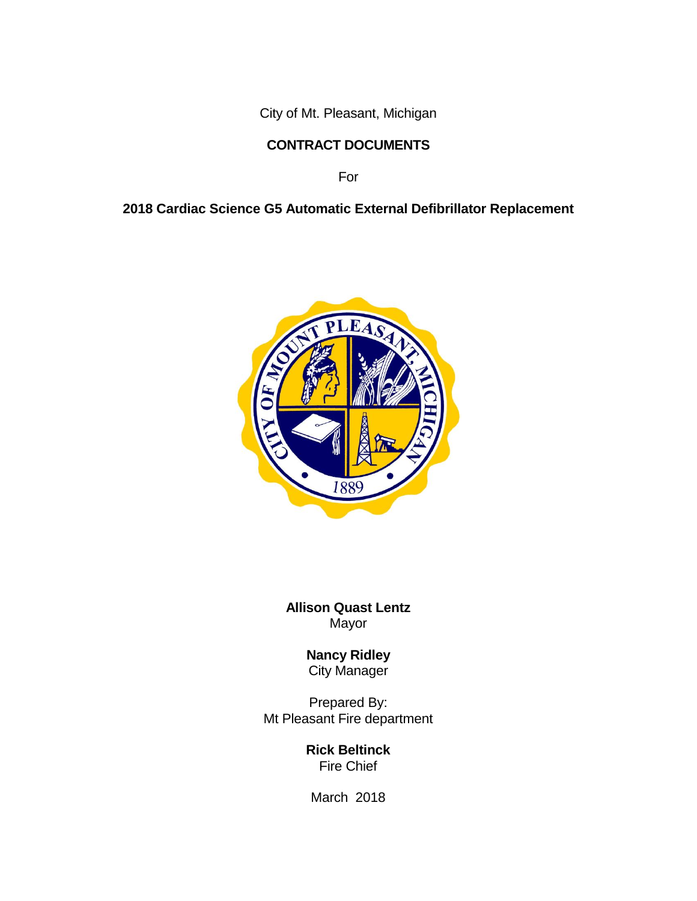City of Mt. Pleasant, Michigan

**CONTRACT DOCUMENTS**

For

**2018 Cardiac Science G5 Automatic External Defibrillator Replacement**

**Allison Quast Lentz**
Mayor

**Nancy Ridley**
City Manager

Prepared By:
Mt Pleasant Fire department

**Rick Beltinck**
Fire Chief

March 2018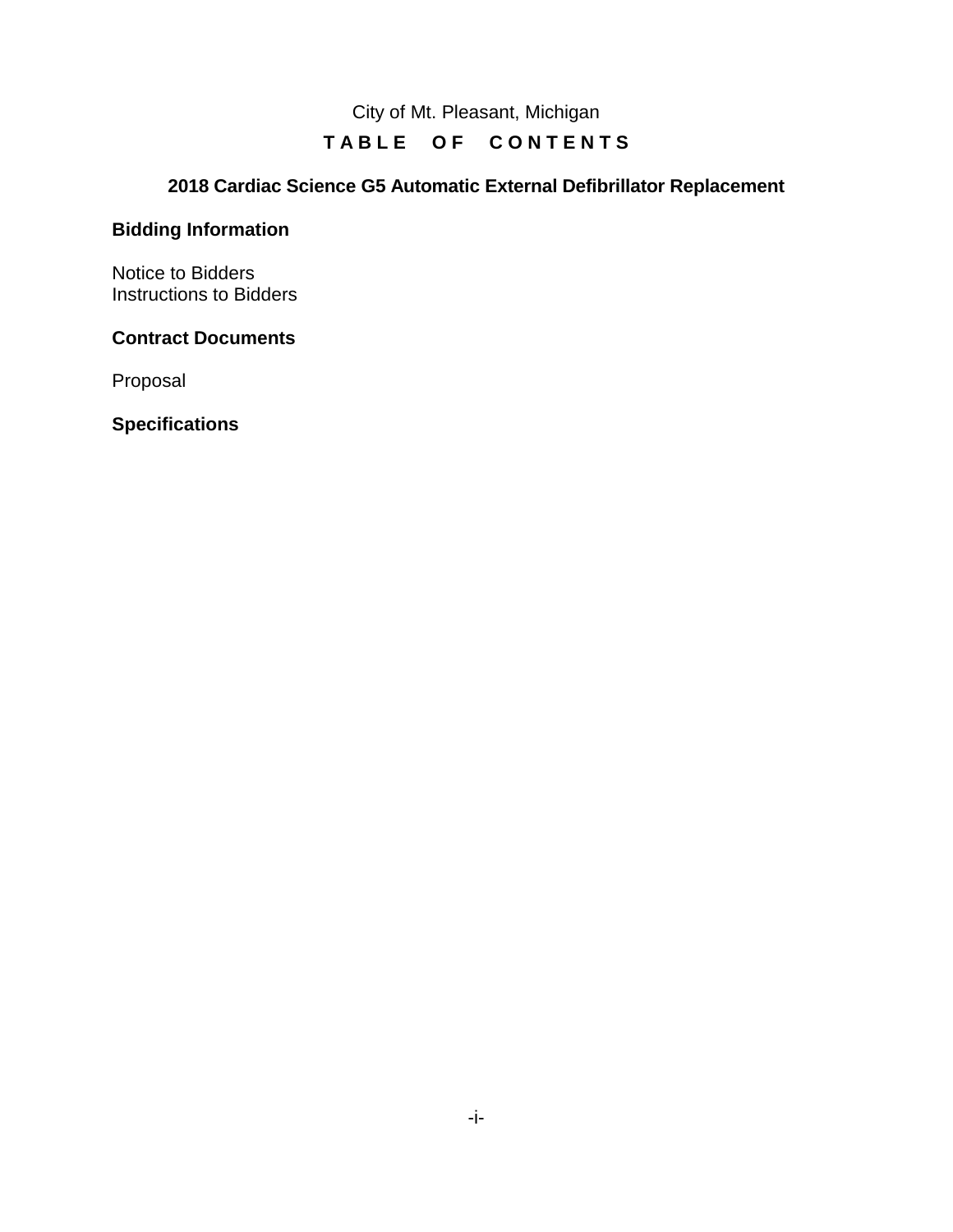City of Mt. Pleasant, Michigan

# TABLE OF CONTENTS

## 2018 Cardiac Science G5 Automatic External Defibrillator Replacement

### Bidding Information

Notice to Bidders
Instructions to Bidders

### Contract Documents

Proposal

### Specifications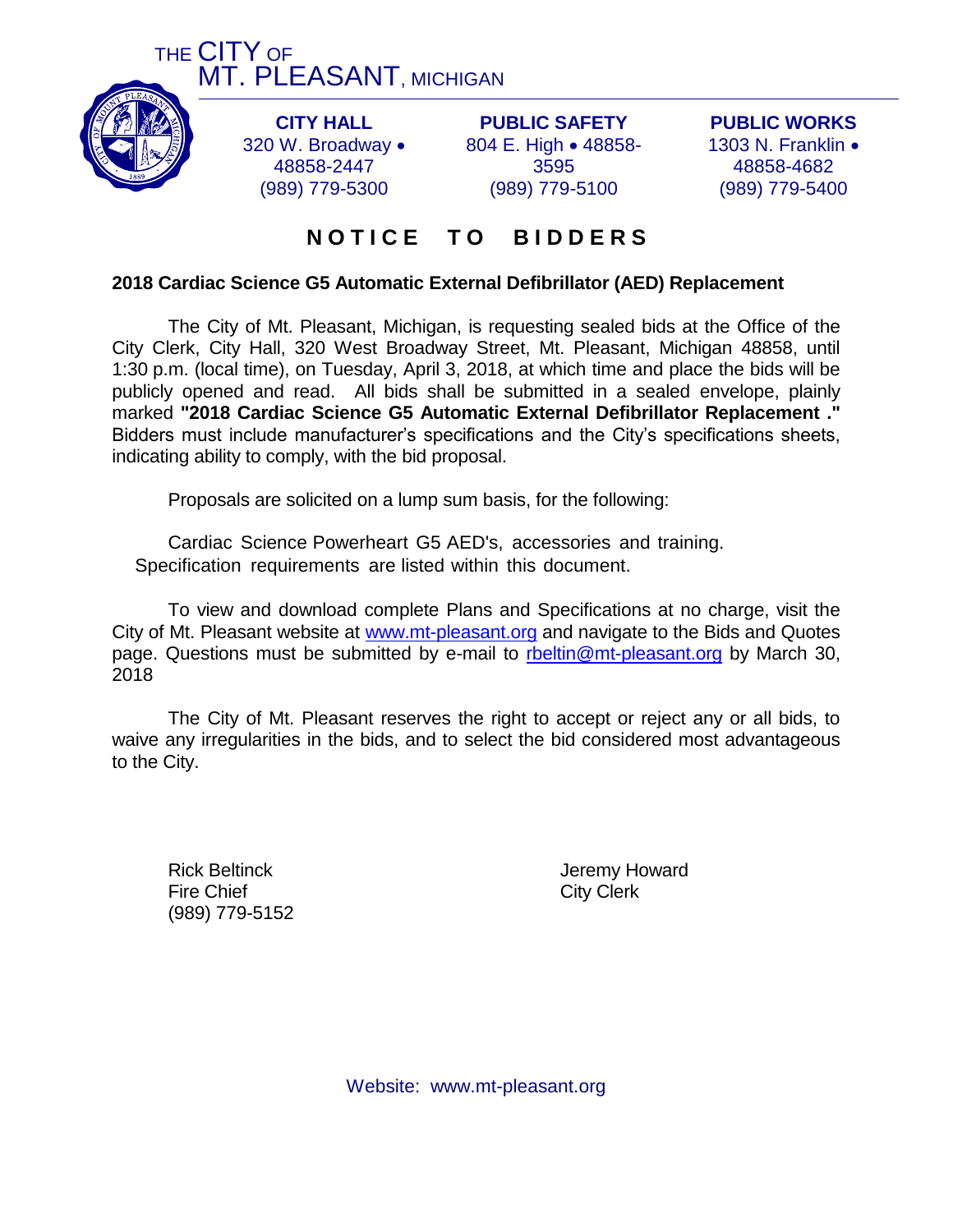THE CITY OF
MT. PLEASANT, MICHIGAN

| CITY HALL | PUBLIC SAFETY | PUBLIC WORKS |
|---|---|---|
| 320 W. Broadway • 48858-2447 | 804 E. High • 48858-3595 | 1303 N. Franklin • 48858-4682 |
| (989) 779-5300 | (989) 779-5100 | (989) 779-5400 |

# NOTICE TO BIDDERS

**2018 Cardiac Science G5 Automatic External Defibrillator (AED) Replacement**

The City of Mt. Pleasant, Michigan, is requesting sealed bids at the Office of the City Clerk, City Hall, 320 West Broadway Street, Mt. Pleasant, Michigan 48858, until 1:30 p.m. (local time), on Tuesday, April 3, 2018, at which time and place the bids will be publicly opened and read. All bids shall be submitted in a sealed envelope, plainly marked **"2018 Cardiac Science G5 Automatic External Defibrillator Replacement ."** Bidders must include manufacturer's specifications and the City's specifications sheets, indicating ability to comply, with the bid proposal.

Proposals are solicited on a lump sum basis, for the following:

Cardiac Science Powerheart G5 AED's, accessories and training. Specification requirements are listed within this document.

To view and download complete Plans and Specifications at no charge, visit the City of Mt. Pleasant website at www.mt-pleasant.org and navigate to the Bids and Quotes page. Questions must be submitted by e-mail to rbeltin@mt-pleasant.org by March 30, 2018

The City of Mt. Pleasant reserves the right to accept or reject any or all bids, to waive any irregularities in the bids, and to select the bid considered most advantageous to the City.

Rick Beltinck
Fire Chief
(989) 779-5152

Jeremy Howard
City Clerk

Website: www.mt-pleasant.org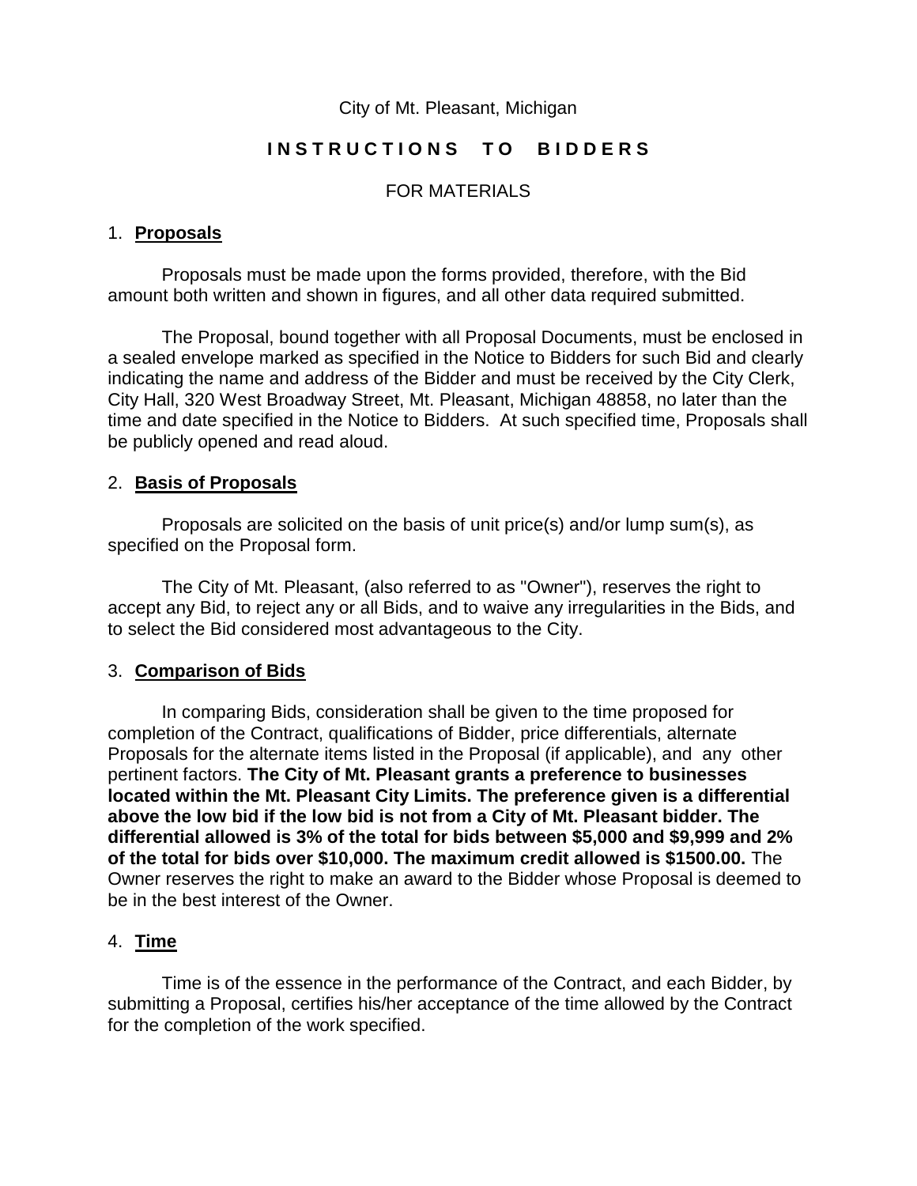City of Mt. Pleasant, Michigan

# INSTRUCTIONS TO BIDDERS

FOR MATERIALS

## 1. Proposals

Proposals must be made upon the forms provided, therefore, with the Bid amount both written and shown in figures, and all other data required submitted.

The Proposal, bound together with all Proposal Documents, must be enclosed in a sealed envelope marked as specified in the Notice to Bidders for such Bid and clearly indicating the name and address of the Bidder and must be received by the City Clerk, City Hall, 320 West Broadway Street, Mt. Pleasant, Michigan 48858, no later than the time and date specified in the Notice to Bidders. At such specified time, Proposals shall be publicly opened and read aloud.

## 2. Basis of Proposals

Proposals are solicited on the basis of unit price(s) and/or lump sum(s), as specified on the Proposal form.

The City of Mt. Pleasant, (also referred to as "Owner"), reserves the right to accept any Bid, to reject any or all Bids, and to waive any irregularities in the Bids, and to select the Bid considered most advantageous to the City.

## 3. Comparison of Bids

In comparing Bids, consideration shall be given to the time proposed for completion of the Contract, qualifications of Bidder, price differentials, alternate Proposals for the alternate items listed in the Proposal (if applicable), and any other pertinent factors. **The City of Mt. Pleasant grants a preference to businesses located within the Mt. Pleasant City Limits. The preference given is a differential above the low bid if the low bid is not from a City of Mt. Pleasant bidder. The differential allowed is 3% of the total for bids between $5,000 and $9,999 and 2% of the total for bids over $10,000. The maximum credit allowed is $1500.00.** The Owner reserves the right to make an award to the Bidder whose Proposal is deemed to be in the best interest of the Owner.

## 4. Time

Time is of the essence in the performance of the Contract, and each Bidder, by submitting a Proposal, certifies his/her acceptance of the time allowed by the Contract for the completion of the work specified.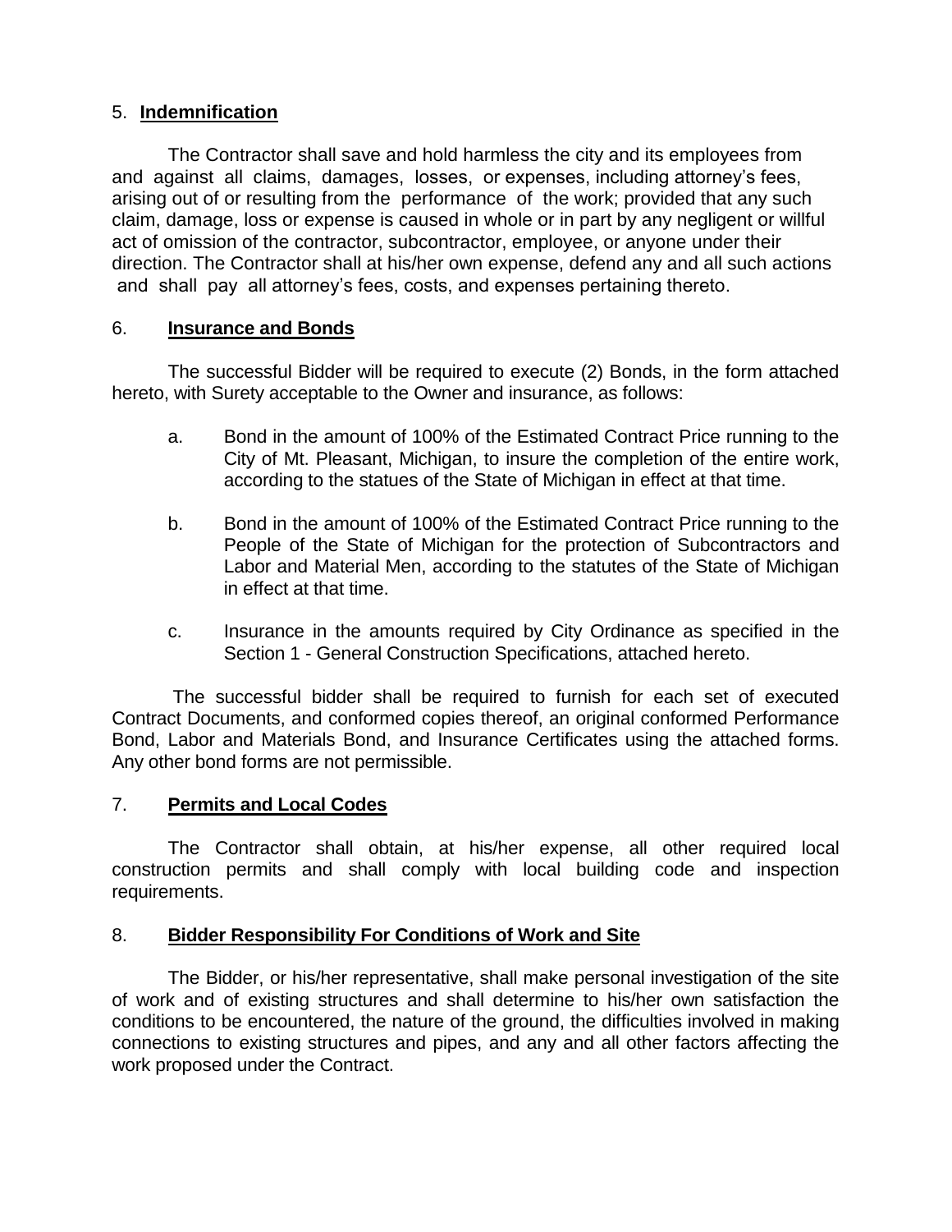5. **Indemnification**

The Contractor shall save and hold harmless the city and its employees from and against all claims, damages, losses, or expenses, including attorney's fees, arising out of or resulting from the performance of the work; provided that any such claim, damage, loss or expense is caused in whole or in part by any negligent or willful act of omission of the contractor, subcontractor, employee, or anyone under their direction. The Contractor shall at his/her own expense, defend any and all such actions and shall pay all attorney's fees, costs, and expenses pertaining thereto.

6. **Insurance and Bonds**

The successful Bidder will be required to execute (2) Bonds, in the form attached hereto, with Surety acceptable to the Owner and insurance, as follows:

a. Bond in the amount of 100% of the Estimated Contract Price running to the City of Mt. Pleasant, Michigan, to insure the completion of the entire work, according to the statues of the State of Michigan in effect at that time.

b. Bond in the amount of 100% of the Estimated Contract Price running to the People of the State of Michigan for the protection of Subcontractors and Labor and Material Men, according to the statutes of the State of Michigan in effect at that time.

c. Insurance in the amounts required by City Ordinance as specified in the Section 1 - General Construction Specifications, attached hereto.

The successful bidder shall be required to furnish for each set of executed Contract Documents, and conformed copies thereof, an original conformed Performance Bond, Labor and Materials Bond, and Insurance Certificates using the attached forms. Any other bond forms are not permissible.

7. **Permits and Local Codes**

The Contractor shall obtain, at his/her expense, all other required local construction permits and shall comply with local building code and inspection requirements.

8. **Bidder Responsibility For Conditions of Work and Site**

The Bidder, or his/her representative, shall make personal investigation of the site of work and of existing structures and shall determine to his/her own satisfaction the conditions to be encountered, the nature of the ground, the difficulties involved in making connections to existing structures and pipes, and any and all other factors affecting the work proposed under the Contract.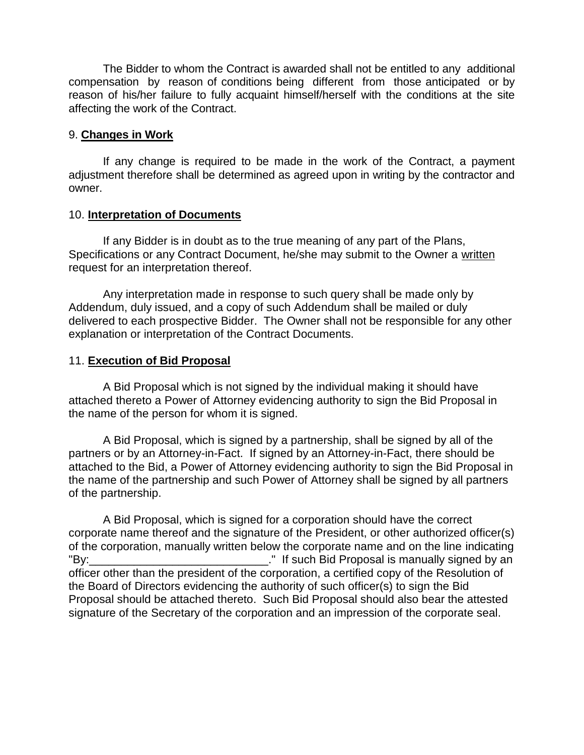The Bidder to whom the Contract is awarded shall not be entitled to any additional compensation by reason of conditions being different from those anticipated or by reason of his/her failure to fully acquaint himself/herself with the conditions at the site affecting the work of the Contract.

9. **Changes in Work**

If any change is required to be made in the work of the Contract, a payment adjustment therefore shall be determined as agreed upon in writing by the contractor and owner.

10. **Interpretation of Documents**

If any Bidder is in doubt as to the true meaning of any part of the Plans, Specifications or any Contract Document, he/she may submit to the Owner a written request for an interpretation thereof.

Any interpretation made in response to such query shall be made only by Addendum, duly issued, and a copy of such Addendum shall be mailed or duly delivered to each prospective Bidder. The Owner shall not be responsible for any other explanation or interpretation of the Contract Documents.

11. **Execution of Bid Proposal**

A Bid Proposal which is not signed by the individual making it should have attached thereto a Power of Attorney evidencing authority to sign the Bid Proposal in the name of the person for whom it is signed.

A Bid Proposal, which is signed by a partnership, shall be signed by all of the partners or by an Attorney-in-Fact. If signed by an Attorney-in-Fact, there should be attached to the Bid, a Power of Attorney evidencing authority to sign the Bid Proposal in the name of the partnership and such Power of Attorney shall be signed by all partners of the partnership.

A Bid Proposal, which is signed for a corporation should have the correct corporate name thereof and the signature of the President, or other authorized officer(s) of the corporation, manually written below the corporate name and on the line indicating "By:____________________________." If such Bid Proposal is manually signed by an officer other than the president of the corporation, a certified copy of the Resolution of the Board of Directors evidencing the authority of such officer(s) to sign the Bid Proposal should be attached thereto. Such Bid Proposal should also bear the attested signature of the Secretary of the corporation and an impression of the corporate seal.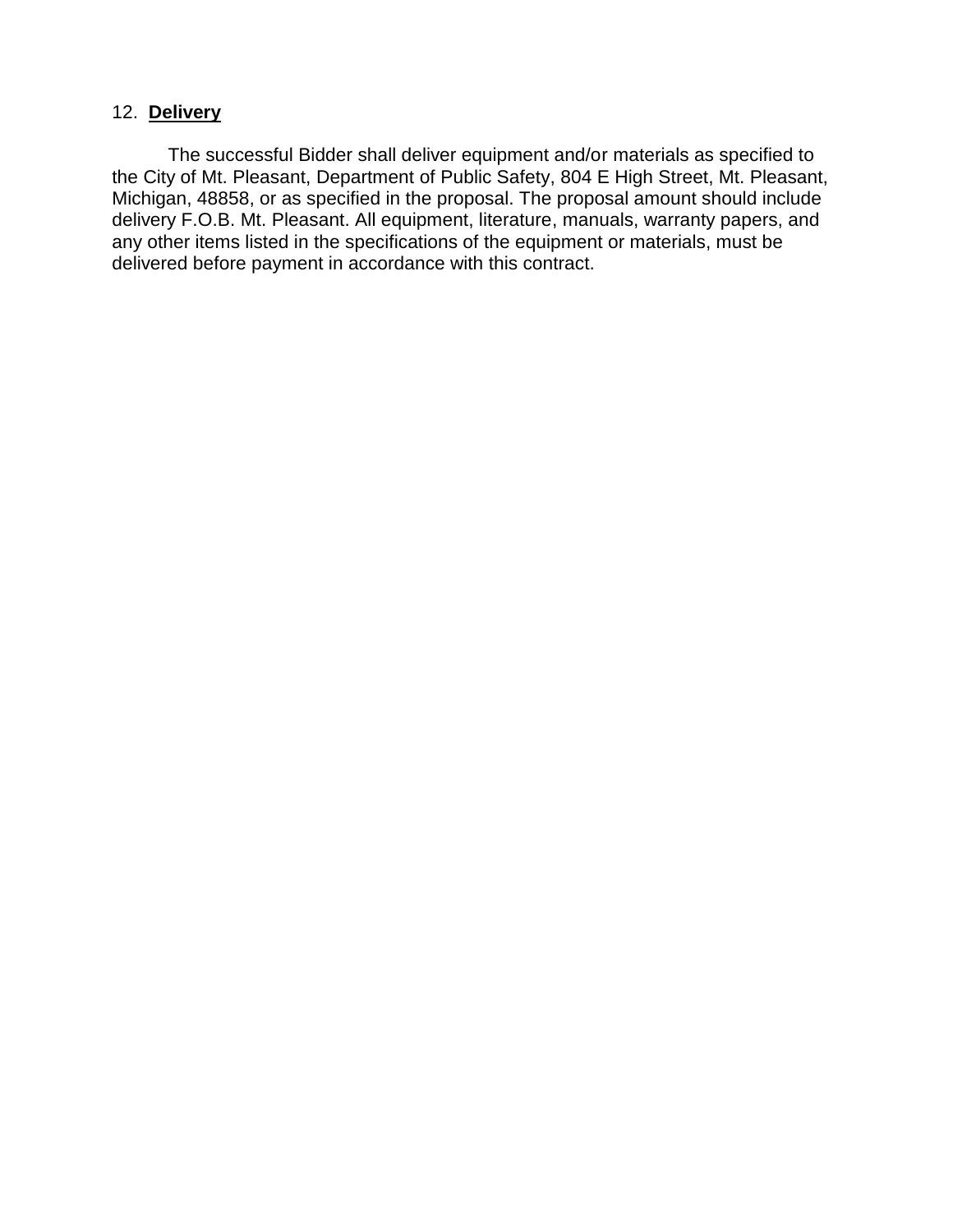12. **Delivery**

The successful Bidder shall deliver equipment and/or materials as specified to the City of Mt. Pleasant, Department of Public Safety, 804 E High Street, Mt. Pleasant, Michigan, 48858, or as specified in the proposal. The proposal amount should include delivery F.O.B. Mt. Pleasant. All equipment, literature, manuals, warranty papers, and any other items listed in the specifications of the equipment or materials, must be delivered before payment in accordance with this contract.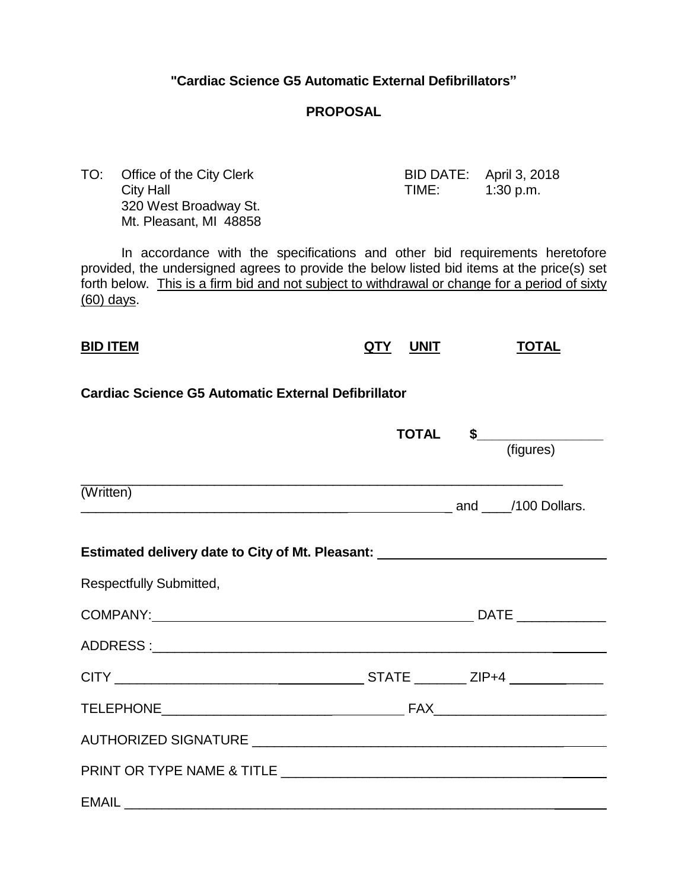**"Cardiac Science G5 Automatic External Defibrillators"**

**PROPOSAL**

TO: Office of the City Clerk
City Hall
320 West Broadway St.
Mt. Pleasant, MI 48858

BID DATE: April 3, 2018
TIME: 1:30 p.m.

In accordance with the specifications and other bid requirements heretofore provided, the undersigned agrees to provide the below listed bid items at the price(s) set forth below. This is a firm bid and not subject to withdrawal or change for a period of sixty (60) days.

| BID ITEM | QTY | UNIT | TOTAL |
|---|---|---|---|
| **Cardiac Science G5 Automatic External Defibrillator** | | | |

**TOTAL $_________________**
(figures)

_________________________________________________________________
(Written)
_________________________________________________ and ____/100 Dollars.

**Estimated delivery date to City of Mt. Pleasant: ______________________________**

Respectfully Submitted,

COMPANY: _____________________________________________ DATE ____________

ADDRESS : _______________________________________________________________

CITY __________________________________ STATE _______ ZIP+4 ____________

TELEPHONE ___________________________________ FAX _______________________

AUTHORIZED SIGNATURE ___________________________________________________

PRINT OR TYPE NAME & TITLE _______________________________________________

EMAIL ___________________________________________________________________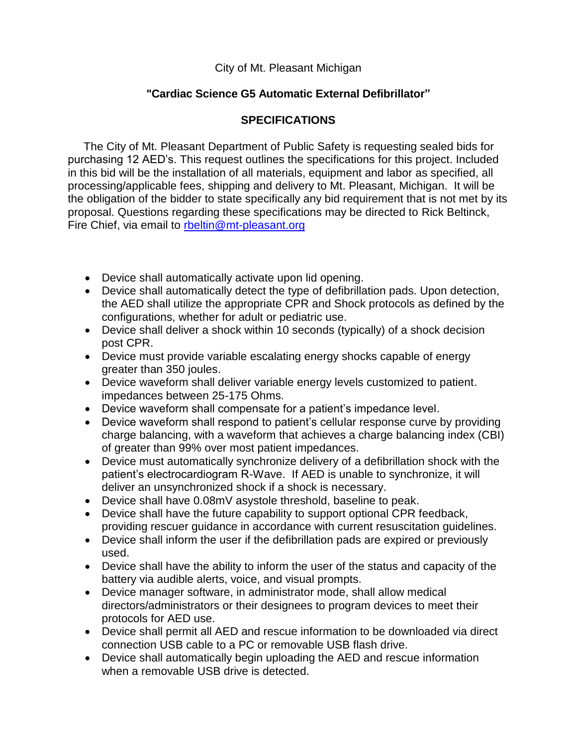City of Mt. Pleasant Michigan

**"Cardiac Science G5 Automatic External Defibrillator"**

**SPECIFICATIONS**

The City of Mt. Pleasant Department of Public Safety is requesting sealed bids for purchasing 12 AED's. This request outlines the specifications for this project. Included in this bid will be the installation of all materials, equipment and labor as specified, all processing/applicable fees, shipping and delivery to Mt. Pleasant, Michigan. It will be the obligation of the bidder to state specifically any bid requirement that is not met by its proposal. Questions regarding these specifications may be directed to Rick Beltinck, Fire Chief, via email to rbeltin@mt-pleasant.org

- Device shall automatically activate upon lid opening.
- Device shall automatically detect the type of defibrillation pads. Upon detection, the AED shall utilize the appropriate CPR and Shock protocols as defined by the configurations, whether for adult or pediatric use.
- Device shall deliver a shock within 10 seconds (typically) of a shock decision post CPR.
- Device must provide variable escalating energy shocks capable of energy greater than 350 joules.
- Device waveform shall deliver variable energy levels customized to patient. impedances between 25-175 Ohms.
- Device waveform shall compensate for a patient's impedance level.
- Device waveform shall respond to patient's cellular response curve by providing charge balancing, with a waveform that achieves a charge balancing index (CBI) of greater than 99% over most patient impedances.
- Device must automatically synchronize delivery of a defibrillation shock with the patient's electrocardiogram R-Wave. If AED is unable to synchronize, it will deliver an unsynchronized shock if a shock is necessary.
- Device shall have 0.08mV asystole threshold, baseline to peak.
- Device shall have the future capability to support optional CPR feedback, providing rescuer guidance in accordance with current resuscitation guidelines.
- Device shall inform the user if the defibrillation pads are expired or previously used.
- Device shall have the ability to inform the user of the status and capacity of the battery via audible alerts, voice, and visual prompts.
- Device manager software, in administrator mode, shall allow medical directors/administrators or their designees to program devices to meet their protocols for AED use.
- Device shall permit all AED and rescue information to be downloaded via direct connection USB cable to a PC or removable USB flash drive.
- Device shall automatically begin uploading the AED and rescue information when a removable USB drive is detected.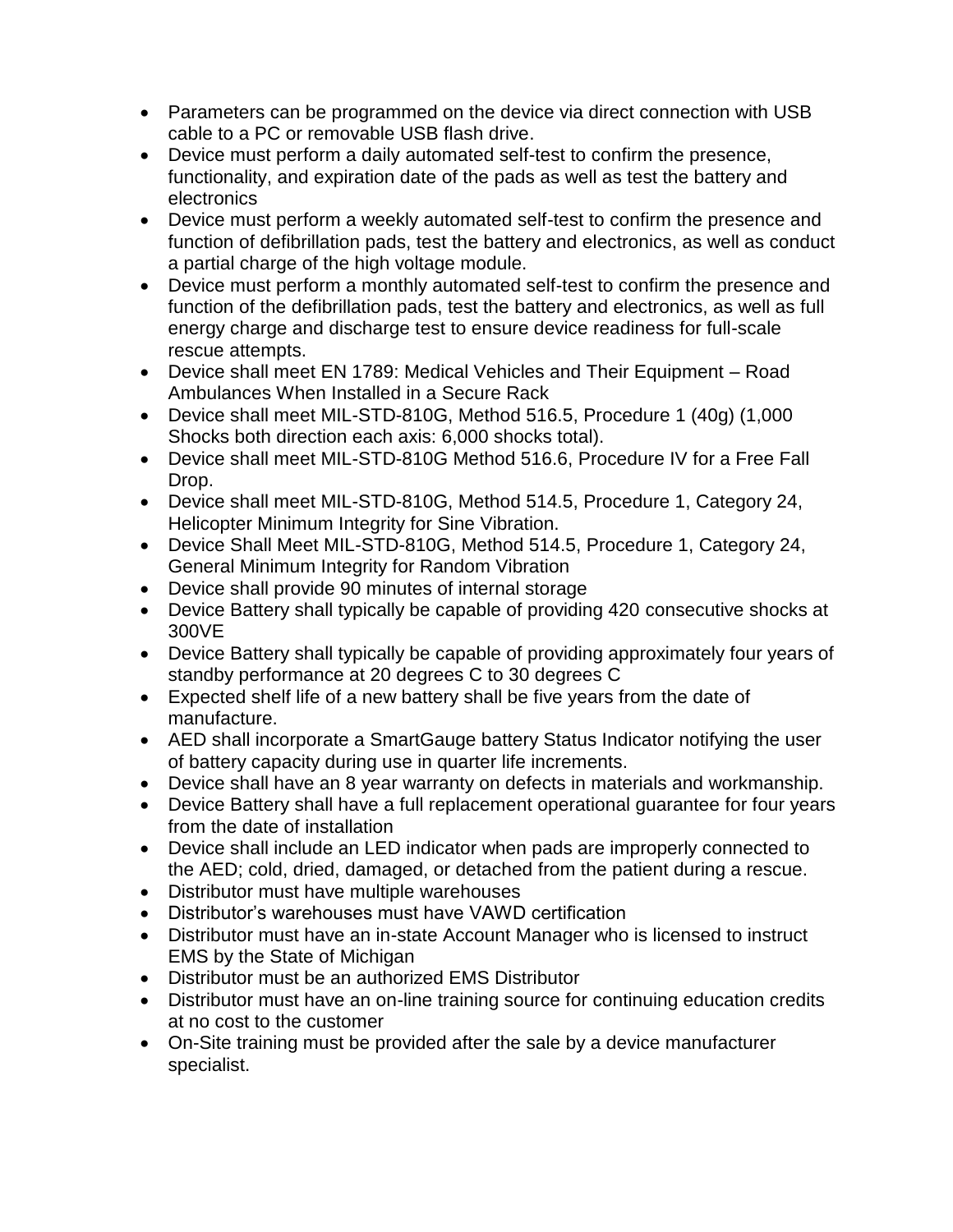- Parameters can be programmed on the device via direct connection with USB cable to a PC or removable USB flash drive.
- Device must perform a daily automated self-test to confirm the presence, functionality, and expiration date of the pads as well as test the battery and electronics
- Device must perform a weekly automated self-test to confirm the presence and function of defibrillation pads, test the battery and electronics, as well as conduct a partial charge of the high voltage module.
- Device must perform a monthly automated self-test to confirm the presence and function of the defibrillation pads, test the battery and electronics, as well as full energy charge and discharge test to ensure device readiness for full-scale rescue attempts.
- Device shall meet EN 1789: Medical Vehicles and Their Equipment – Road Ambulances When Installed in a Secure Rack
- Device shall meet MIL-STD-810G, Method 516.5, Procedure 1 (40g) (1,000 Shocks both direction each axis: 6,000 shocks total).
- Device shall meet MIL-STD-810G Method 516.6, Procedure IV for a Free Fall Drop.
- Device shall meet MIL-STD-810G, Method 514.5, Procedure 1, Category 24, Helicopter Minimum Integrity for Sine Vibration.
- Device Shall Meet MIL-STD-810G, Method 514.5, Procedure 1, Category 24, General Minimum Integrity for Random Vibration
- Device shall provide 90 minutes of internal storage
- Device Battery shall typically be capable of providing 420 consecutive shocks at 300VE
- Device Battery shall typically be capable of providing approximately four years of standby performance at 20 degrees C to 30 degrees C
- Expected shelf life of a new battery shall be five years from the date of manufacture.
- AED shall incorporate a SmartGauge battery Status Indicator notifying the user of battery capacity during use in quarter life increments.
- Device shall have an 8 year warranty on defects in materials and workmanship.
- Device Battery shall have a full replacement operational guarantee for four years from the date of installation
- Device shall include an LED indicator when pads are improperly connected to the AED; cold, dried, damaged, or detached from the patient during a rescue.
- Distributor must have multiple warehouses
- Distributor's warehouses must have VAWD certification
- Distributor must have an in-state Account Manager who is licensed to instruct EMS by the State of Michigan
- Distributor must be an authorized EMS Distributor
- Distributor must have an on-line training source for continuing education credits at no cost to the customer
- On-Site training must be provided after the sale by a device manufacturer specialist.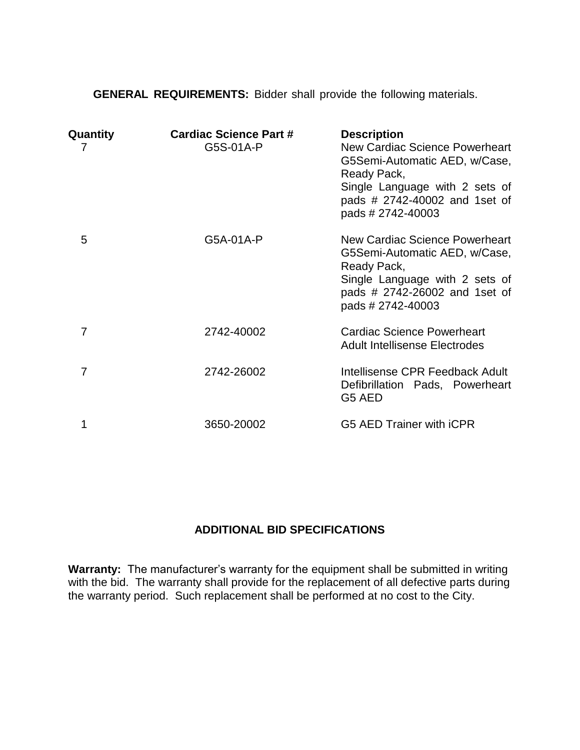**GENERAL REQUIREMENTS:** Bidder shall provide the following materials.

| Quantity | Cardiac Science Part # | Description |
| --- | --- | --- |
| 7 | G5S-01A-P | New Cardiac Science Powerheart G5Semi-Automatic AED, w/Case, Ready Pack, Single Language with 2 sets of pads # 2742-40002 and 1set of pads # 2742-40003 |
| 5 | G5A-01A-P | New Cardiac Science Powerheart G5Semi-Automatic AED, w/Case, Ready Pack, Single Language with 2 sets of pads # 2742-26002 and 1set of pads # 2742-40003 |
| 7 | 2742-40002 | Cardiac Science Powerheart Adult Intellisense Electrodes |
| 7 | 2742-26002 | Intellisense CPR Feedback Adult Defibrillation Pads, Powerheart G5 AED |
| 1 | 3650-20002 | G5 AED Trainer with iCPR |

## ADDITIONAL BID SPECIFICATIONS

**Warranty:** The manufacturer's warranty for the equipment shall be submitted in writing with the bid. The warranty shall provide for the replacement of all defective parts during the warranty period. Such replacement shall be performed at no cost to the City.